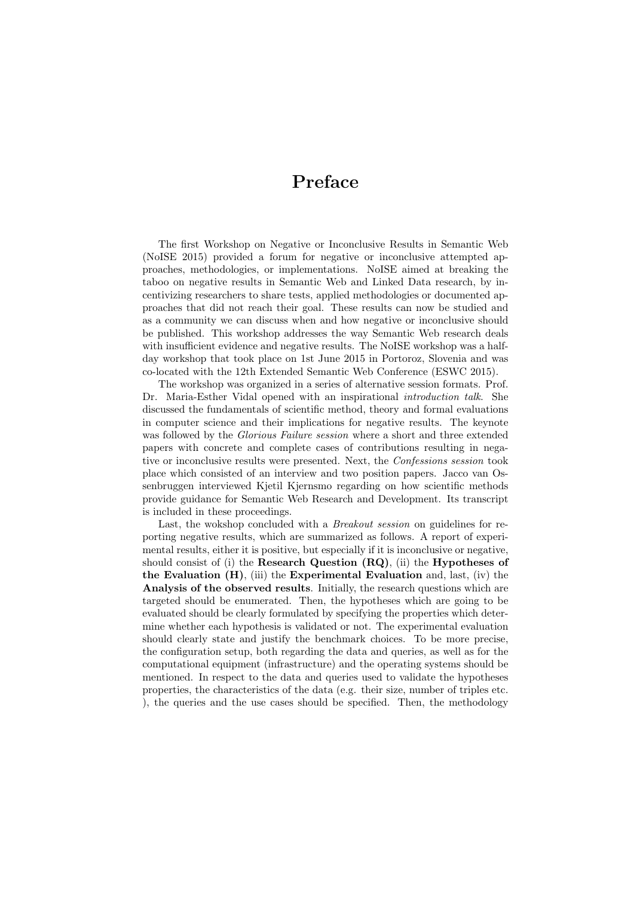# Preface

The first Workshop on Negative or Inconclusive Results in Semantic Web (NoISE 2015) provided a forum for negative or inconclusive attempted approaches, methodologies, or implementations. NoISE aimed at breaking the taboo on negative results in Semantic Web and Linked Data research, by incentivizing researchers to share tests, applied methodologies or documented approaches that did not reach their goal. These results can now be studied and as a community we can discuss when and how negative or inconclusive should be published. This workshop addresses the way Semantic Web research deals with insufficient evidence and negative results. The NoISE workshop was a half-day workshop that took place on 1st June 2015 in Portoroz, Slovenia and was co-located with the 12th Extended Semantic Web Conference (ESWC 2015).

The workshop was organized in a series of alternative session formats. Prof. Dr. Maria-Esther Vidal opened with an inspirational *introduction talk*. She discussed the fundamentals of scientific method, theory and formal evaluations in computer science and their implications for negative results. The keynote was followed by the *Glorious Failure session* where a short and three extended papers with concrete and complete cases of contributions resulting in negative or inconclusive results were presented. Next, the *Confessions session* took place which consisted of an interview and two position papers. Jacco van Ossenbruggen interviewed Kjetil Kjernsmo regarding on how scientific methods provide guidance for Semantic Web Research and Development. Its transcript is included in these proceedings.

Last, the wokshop concluded with a *Breakout session* on guidelines for reporting negative results, which are summarized as follows. A report of experimental results, either it is positive, but especially if it is inconclusive or negative, should consist of (i) the **Research Question (RQ)**, (ii) the **Hypotheses of the Evaluation (H)**, (iii) the **Experimental Evaluation** and, last, (iv) the **Analysis of the observed results**. Initially, the research questions which are targeted should be enumerated. Then, the hypotheses which are going to be evaluated should be clearly formulated by specifying the properties which determine whether each hypothesis is validated or not. The experimental evaluation should clearly state and justify the benchmark choices. To be more precise, the configuration setup, both regarding the data and queries, as well as for the computational equipment (infrastructure) and the operating systems should be mentioned. In respect to the data and queries used to validate the hypotheses properties, the characteristics of the data (e.g. their size, number of triples etc. ), the queries and the use cases should be specified. Then, the methodology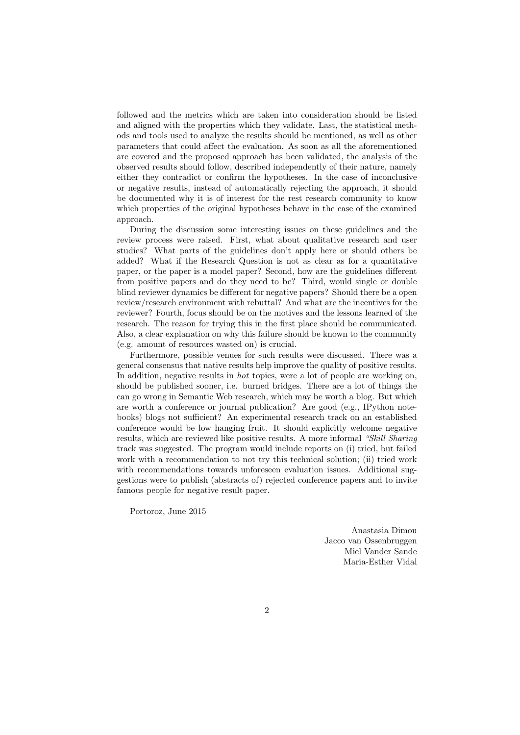followed and the metrics which are taken into consideration should be listed and aligned with the properties which they validate. Last, the statistical methods and tools used to analyze the results should be mentioned, as well as other parameters that could affect the evaluation. As soon as all the aforementioned are covered and the proposed approach has been validated, the analysis of the observed results should follow, described independently of their nature, namely either they contradict or confirm the hypotheses. In the case of inconclusive or negative results, instead of automatically rejecting the approach, it should be documented why it is of interest for the rest research community to know which properties of the original hypotheses behave in the case of the examined approach.

During the discussion some interesting issues on these guidelines and the review process were raised. First, what about qualitative research and user studies? What parts of the guidelines don't apply here or should others be added? What if the Research Question is not as clear as for a quantitative paper, or the paper is a model paper? Second, how are the guidelines different from positive papers and do they need to be? Third, would single or double blind reviewer dynamics be different for negative papers? Should there be a open review/research environment with rebuttal? And what are the incentives for the reviewer? Fourth, focus should be on the motives and the lessons learned of the research. The reason for trying this in the first place should be communicated. Also, a clear explanation on why this failure should be known to the community (e.g. amount of resources wasted on) is crucial.

Furthermore, possible venues for such results were discussed. There was a general consensus that native results help improve the quality of positive results. In addition, negative results in *hot* topics, were a lot of people are working on, should be published sooner, i.e. burned bridges. There are a lot of things the can go wrong in Semantic Web research, which may be worth a blog. But which are worth a conference or journal publication? Are good (e.g., IPython notebooks) blogs not sufficient? An experimental research track on an established conference would be low hanging fruit. It should explicitly welcome negative results, which are reviewed like positive results. A more informal *"Skill Sharing* track was suggested. The program would include reports on (i) tried, but failed work with a recommendation to not try this technical solution; (ii) tried work with recommendations towards unforeseen evaluation issues. Additional suggestions were to publish (abstracts of) rejected conference papers and to invite famous people for negative result paper.

Portoroz, June 2015

Anastasia Dimou
Jacco van Ossenbruggen
Miel Vander Sande
Maria-Esther Vidal